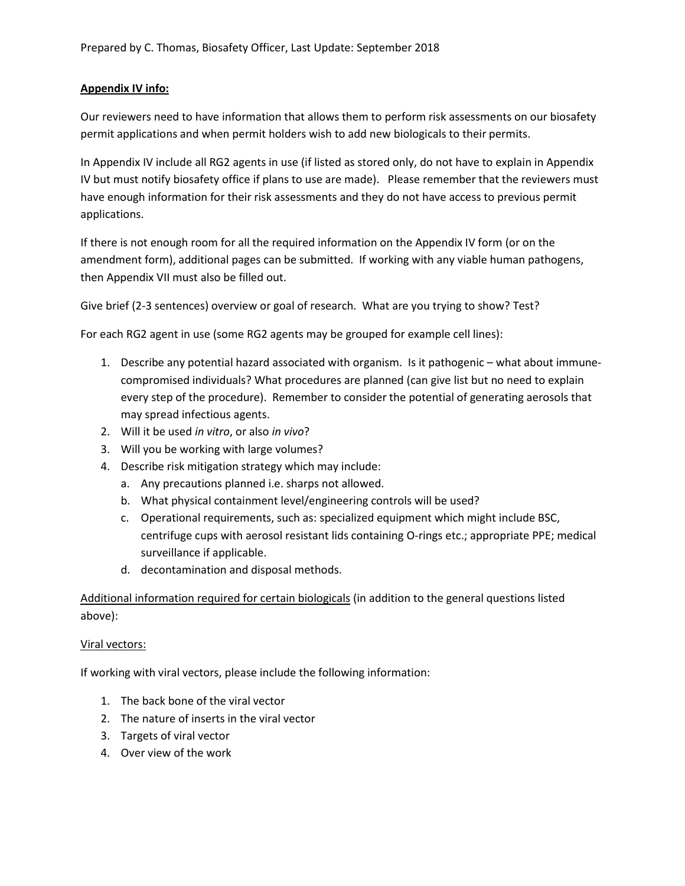Prepared by C. Thomas, Biosafety Officer, Last Update: September 2018

**Appendix IV info:**

Our reviewers need to have information that allows them to perform risk assessments on our biosafety permit applications and when permit holders wish to add new biologicals to their permits.

In Appendix IV include all RG2 agents in use (if listed as stored only, do not have to explain in Appendix IV but must notify biosafety office if plans to use are made). Please remember that the reviewers must have enough information for their risk assessments and they do not have access to previous permit applications.

If there is not enough room for all the required information on the Appendix IV form (or on the amendment form), additional pages can be submitted. If working with any viable human pathogens, then Appendix VII must also be filled out.

Give brief (2-3 sentences) overview or goal of research. What are you trying to show? Test?

For each RG2 agent in use (some RG2 agents may be grouped for example cell lines):

1. Describe any potential hazard associated with organism. Is it pathogenic – what about immune-compromised individuals? What procedures are planned (can give list but no need to explain every step of the procedure). Remember to consider the potential of generating aerosols that may spread infectious agents.
2. Will it be used *in vitro*, or also *in vivo*?
3. Will you be working with large volumes?
4. Describe risk mitigation strategy which may include:
   a. Any precautions planned i.e. sharps not allowed.
   b. What physical containment level/engineering controls will be used?
   c. Operational requirements, such as: specialized equipment which might include BSC, centrifuge cups with aerosol resistant lids containing O-rings etc.; appropriate PPE; medical surveillance if applicable.
   d. decontamination and disposal methods.

Additional information required for certain biologicals (in addition to the general questions listed above):

Viral vectors:

If working with viral vectors, please include the following information:

1. The back bone of the viral vector
2. The nature of inserts in the viral vector
3. Targets of viral vector
4. Over view of the work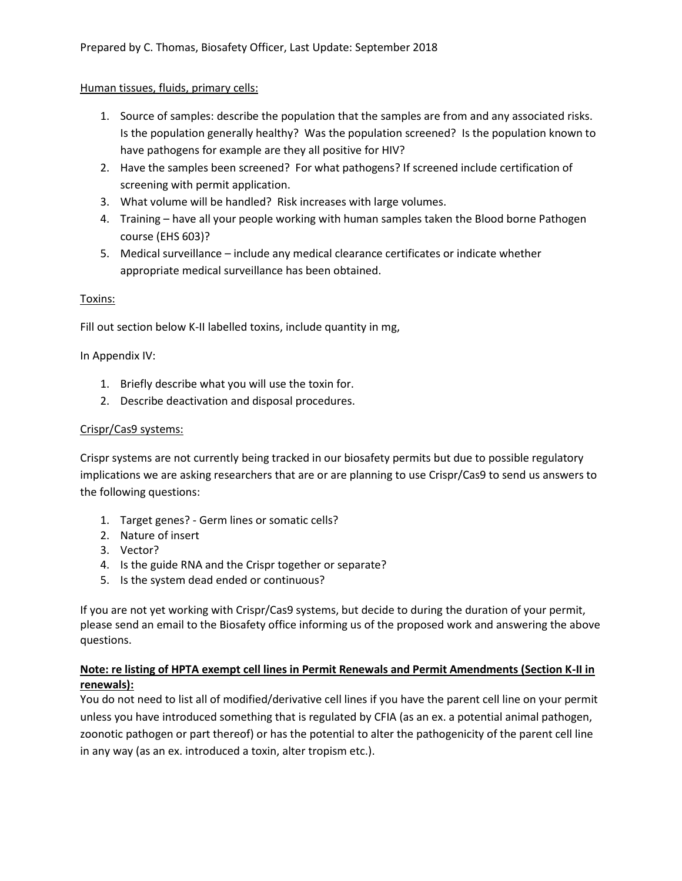Human tissues, fluids, primary cells:

1. Source of samples: describe the population that the samples are from and any associated risks. Is the population generally healthy? Was the population screened? Is the population known to have pathogens for example are they all positive for HIV?
2. Have the samples been screened? For what pathogens? If screened include certification of screening with permit application.
3. What volume will be handled? Risk increases with large volumes.
4. Training – have all your people working with human samples taken the Blood borne Pathogen course (EHS 603)?
5. Medical surveillance – include any medical clearance certificates or indicate whether appropriate medical surveillance has been obtained.

Toxins:

Fill out section below K-II labelled toxins, include quantity in mg,

In Appendix IV:

1. Briefly describe what you will use the toxin for.
2. Describe deactivation and disposal procedures.

Crispr/Cas9 systems:

Crispr systems are not currently being tracked in our biosafety permits but due to possible regulatory implications we are asking researchers that are or are planning to use Crispr/Cas9 to send us answers to the following questions:

1. Target genes? - Germ lines or somatic cells?
2. Nature of insert
3. Vector?
4. Is the guide RNA and the Crispr together or separate?
5. Is the system dead ended or continuous?

If you are not yet working with Crispr/Cas9 systems, but decide to during the duration of your permit, please send an email to the Biosafety office informing us of the proposed work and answering the above questions.

**Note: re listing of HPTA exempt cell lines in Permit Renewals and Permit Amendments (Section K-II in renewals):**

You do not need to list all of modified/derivative cell lines if you have the parent cell line on your permit unless you have introduced something that is regulated by CFIA (as an ex. a potential animal pathogen, zoonotic pathogen or part thereof) or has the potential to alter the pathogenicity of the parent cell line in any way (as an ex. introduced a toxin, alter tropism etc.).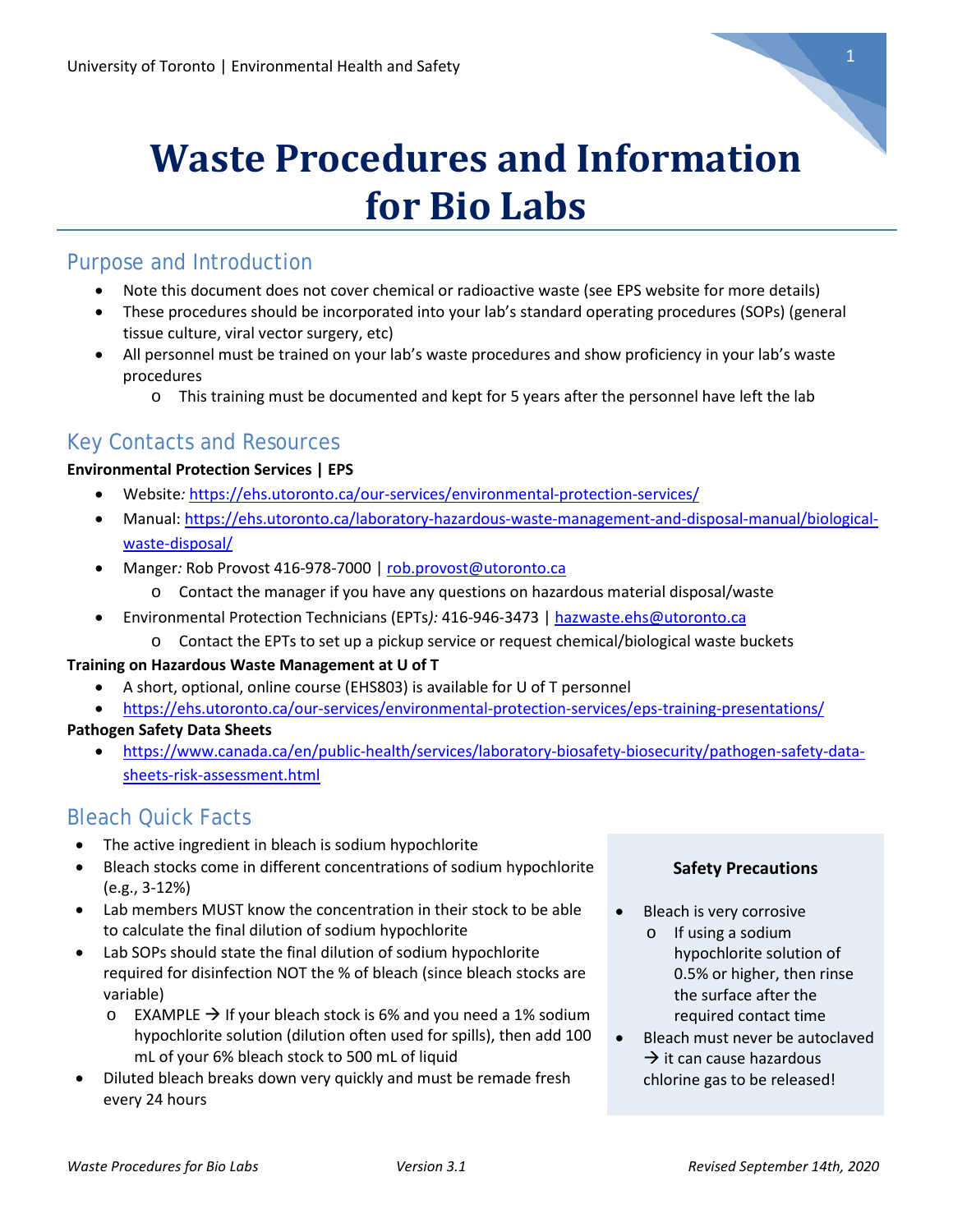University of Toronto | Environmental Health and Safety

# Waste Procedures and Information for Bio Labs

## Purpose and Introduction

- Note this document does not cover chemical or radioactive waste (see EPS website for more details)
- These procedures should be incorporated into your lab's standard operating procedures (SOPs) (general tissue culture, viral vector surgery, etc)
- All personnel must be trained on your lab's waste procedures and show proficiency in your lab's waste procedures
  - This training must be documented and kept for 5 years after the personnel have left the lab

## Key Contacts and Resources

**Environmental Protection Services | EPS**

- Website*:* https://ehs.utoronto.ca/our-services/environmental-protection-services/
- Manual: https://ehs.utoronto.ca/laboratory-hazardous-waste-management-and-disposal-manual/biological-waste-disposal/
- Manger*:* Rob Provost 416-978-7000 | rob.provost@utoronto.ca
  - Contact the manager if you have any questions on hazardous material disposal/waste
- Environmental Protection Technicians (EPTs*):* 416-946-3473 | hazwaste.ehs@utoronto.ca
  - Contact the EPTs to set up a pickup service or request chemical/biological waste buckets

**Training on Hazardous Waste Management at U of T**

- A short, optional, online course (EHS803) is available for U of T personnel
- https://ehs.utoronto.ca/our-services/environmental-protection-services/eps-training-presentations/

**Pathogen Safety Data Sheets**

- https://www.canada.ca/en/public-health/services/laboratory-biosafety-biosecurity/pathogen-safety-data-sheets-risk-assessment.html

## Bleach Quick Facts

- The active ingredient in bleach is sodium hypochlorite
- Bleach stocks come in different concentrations of sodium hypochlorite (e.g., 3-12%)
- Lab members MUST know the concentration in their stock to be able to calculate the final dilution of sodium hypochlorite
- Lab SOPs should state the final dilution of sodium hypochlorite required for disinfection NOT the % of bleach (since bleach stocks are variable)
  - EXAMPLE → If your bleach stock is 6% and you need a 1% sodium hypochlorite solution (dilution often used for spills), then add 100 mL of your 6% bleach stock to 500 mL of liquid
- Diluted bleach breaks down very quickly and must be remade fresh every 24 hours

**Safety Precautions**

- Bleach is very corrosive
  - If using a sodium hypochlorite solution of 0.5% or higher, then rinse the surface after the required contact time
- Bleach must never be autoclaved → it can cause hazardous chlorine gas to be released!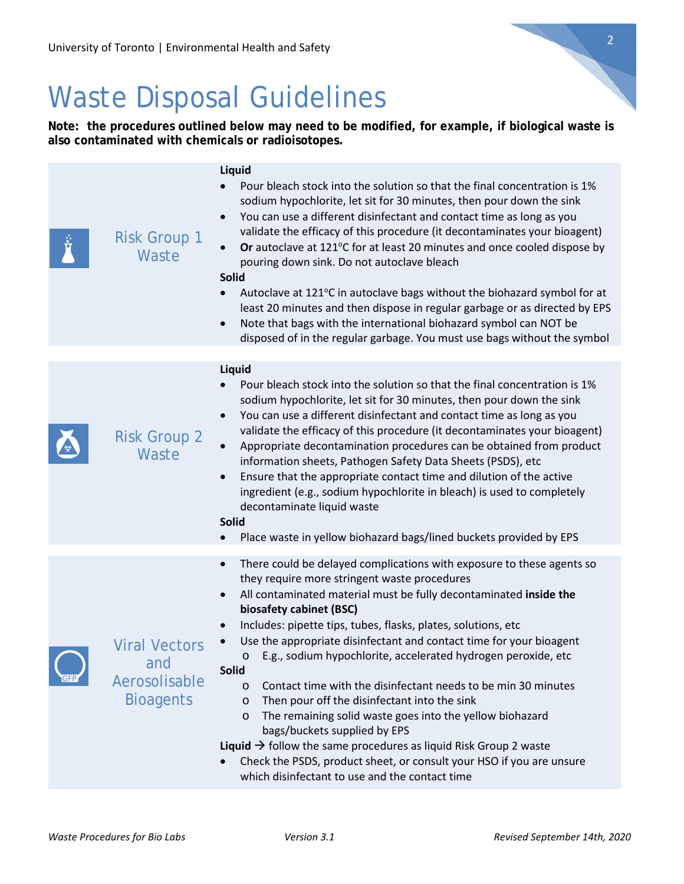# Waste Disposal Guidelines

**Note: the procedures outlined below may need to be modified, for example, if biological waste is also contaminated with chemicals or radioisotopes.**

## Risk Group 1 Waste

**Liquid**

- Pour bleach stock into the solution so that the final concentration is 1% sodium hypochlorite, let sit for 30 minutes, then pour down the sink
- You can use a different disinfectant and contact time as long as you validate the efficacy of this procedure (it decontaminates your bioagent)
- **Or** autoclave at 121°C for at least 20 minutes and once cooled dispose by pouring down sink. Do not autoclave bleach

**Solid**

- Autoclave at 121°C in autoclave bags without the biohazard symbol for at least 20 minutes and then dispose in regular garbage or as directed by EPS
- Note that bags with the international biohazard symbol can NOT be disposed of in the regular garbage. You must use bags without the symbol

## Risk Group 2 Waste

**Liquid**

- Pour bleach stock into the solution so that the final concentration is 1% sodium hypochlorite, let sit for 30 minutes, then pour down the sink
- You can use a different disinfectant and contact time as long as you validate the efficacy of this procedure (it decontaminates your bioagent)
- Appropriate decontamination procedures can be obtained from product information sheets, Pathogen Safety Data Sheets (PSDS), etc
- Ensure that the appropriate contact time and dilution of the active ingredient (e.g., sodium hypochlorite in bleach) is used to completely decontaminate liquid waste

**Solid**

- Place waste in yellow biohazard bags/lined buckets provided by EPS

## Viral Vectors and Aerosolisable Bioagents

- There could be delayed complications with exposure to these agents so they require more stringent waste procedures
- All contaminated material must be fully decontaminated **inside the biosafety cabinet (BSC)**
- Includes: pipette tips, tubes, flasks, plates, solutions, etc
- Use the appropriate disinfectant and contact time for your bioagent
  - E.g., sodium hypochlorite, accelerated hydrogen peroxide, etc

**Solid**

- Contact time with the disinfectant needs to be min 30 minutes
- Then pour off the disinfectant into the sink
- The remaining solid waste goes into the yellow biohazard bags/buckets supplied by EPS

**Liquid** → follow the same procedures as liquid Risk Group 2 waste

- Check the PSDS, product sheet, or consult your HSO if you are unsure which disinfectant to use and the contact time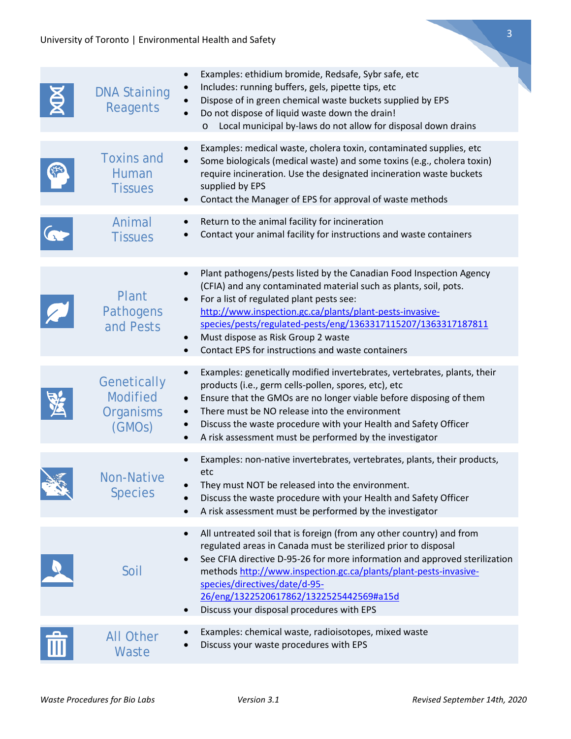| | |
|---|---|
| DNA Staining Reagents | • Examples: ethidium bromide, Redsafe, Sybr safe, etc<br>• Includes: running buffers, gels, pipette tips, etc<br>• Dispose of in green chemical waste buckets supplied by EPS<br>• Do not dispose of liquid waste down the drain!<br>  o Local municipal by-laws do not allow for disposal down drains |
| Toxins and Human Tissues | • Examples: medical waste, cholera toxin, contaminated supplies, etc<br>• Some biologicals (medical waste) and some toxins (e.g., cholera toxin) require incineration. Use the designated incineration waste buckets supplied by EPS<br>• Contact the Manager of EPS for approval of waste methods |
| Animal Tissues | • Return to the animal facility for incineration<br>• Contact your animal facility for instructions and waste containers |
| Plant Pathogens and Pests | • Plant pathogens/pests listed by the Canadian Food Inspection Agency (CFIA) and any contaminated material such as plants, soil, pots.<br>• For a list of regulated plant pests see: http://www.inspection.gc.ca/plants/plant-pests-invasive-species/pests/regulated-pests/eng/1363317115207/1363317187811<br>• Must dispose as Risk Group 2 waste<br>• Contact EPS for instructions and waste containers |
| Genetically Modified Organisms (GMOs) | • Examples: genetically modified invertebrates, vertebrates, plants, their products (i.e., germ cells-pollen, spores, etc), etc<br>• Ensure that the GMOs are no longer viable before disposing of them<br>• There must be NO release into the environment<br>• Discuss the waste procedure with your Health and Safety Officer<br>• A risk assessment must be performed by the investigator |
| Non-Native Species | • Examples: non-native invertebrates, vertebrates, plants, their products, etc<br>• They must NOT be released into the environment.<br>• Discuss the waste procedure with your Health and Safety Officer<br>• A risk assessment must be performed by the investigator |
| Soil | • All untreated soil that is foreign (from any other country) and from regulated areas in Canada must be sterilized prior to disposal<br>• See CFIA directive D-95-26 for more information and approved sterilization methods http://www.inspection.gc.ca/plants/plant-pests-invasive-species/directives/date/d-95-26/eng/1322520617862/1322525442569#a15d<br>• Discuss your disposal procedures with EPS |
| All Other Waste | • Examples: chemical waste, radioisotopes, mixed waste<br>• Discuss your waste procedures with EPS |